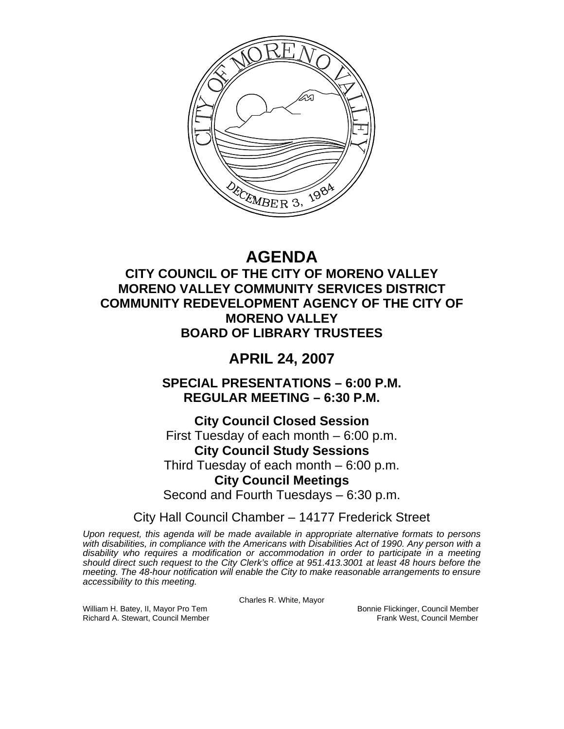# AGENDA

## CITY COUNCIL OF THE CITY OF MORENO VALLEY
## MORENO VALLEY COMMUNITY SERVICES DISTRICT
## COMMUNITY REDEVELOPMENT AGENCY OF THE CITY OF MORENO VALLEY
## BOARD OF LIBRARY TRUSTEES

# APRIL 24, 2007

## SPECIAL PRESENTATIONS – 6:00 P.M.
## REGULAR MEETING – 6:30 P.M.

**City Council Closed Session**
First Tuesday of each month – 6:00 p.m.
**City Council Study Sessions**
Third Tuesday of each month – 6:00 p.m.
**City Council Meetings**
Second and Fourth Tuesdays – 6:30 p.m.

City Hall Council Chamber – 14177 Frederick Street

*Upon request, this agenda will be made available in appropriate alternative formats to persons with disabilities, in compliance with the Americans with Disabilities Act of 1990. Any person with a disability who requires a modification or accommodation in order to participate in a meeting should direct such request to the City Clerk's office at 951.413.3001 at least 48 hours before the meeting. The 48-hour notification will enable the City to make reasonable arrangements to ensure accessibility to this meeting.*

Charles R. White, Mayor

William H. Batey, II, Mayor Pro Tem
Richard A. Stewart, Council Member
Bonnie Flickinger, Council Member
Frank West, Council Member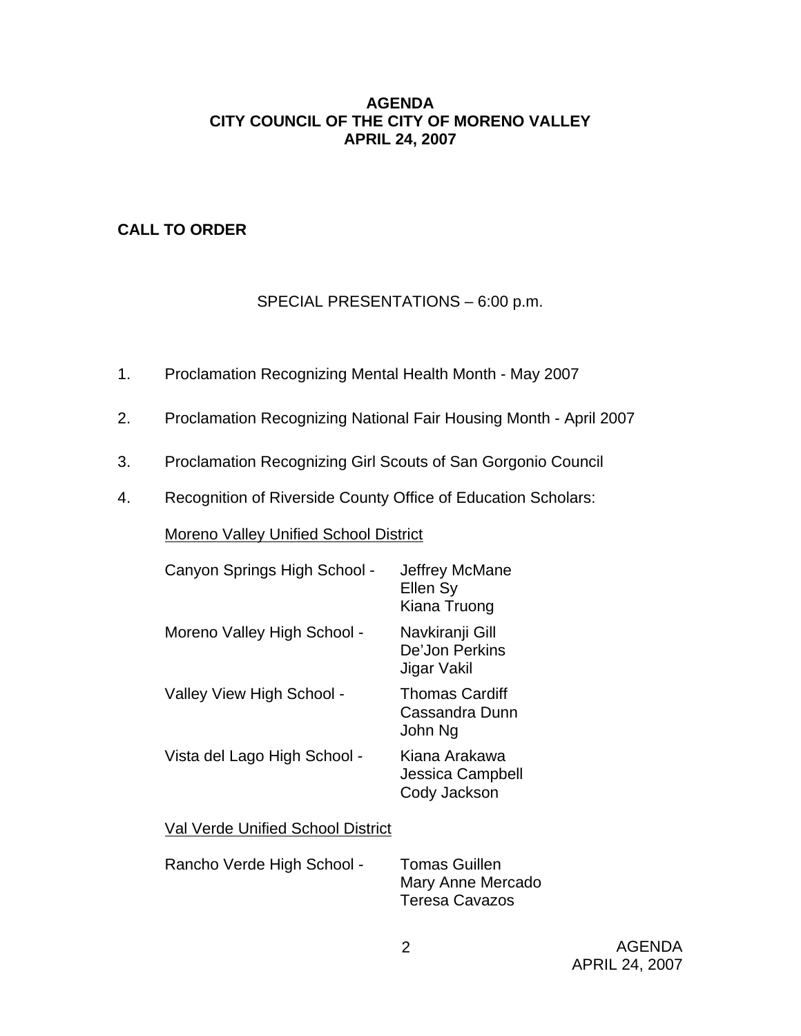**AGENDA**
**CITY COUNCIL OF THE CITY OF MORENO VALLEY**
**APRIL 24, 2007**

**CALL TO ORDER**

SPECIAL PRESENTATIONS – 6:00 p.m.

1. Proclamation Recognizing Mental Health Month - May 2007

2. Proclamation Recognizing National Fair Housing Month - April 2007

3. Proclamation Recognizing Girl Scouts of San Gorgonio Council

4. Recognition of Riverside County Office of Education Scholars:

<u>Moreno Valley Unified School District</u>

Canyon Springs High School - Jeffrey McMane
Ellen Sy
Kiana Truong

Moreno Valley High School - Navkiranji Gill
De'Jon Perkins
Jigar Vakil

Valley View High School - Thomas Cardiff
Cassandra Dunn
John Ng

Vista del Lago High School - Kiana Arakawa
Jessica Campbell
Cody Jackson

<u>Val Verde Unified School District</u>

Rancho Verde High School - Tomas Guillen
Mary Anne Mercado
Teresa Cavazos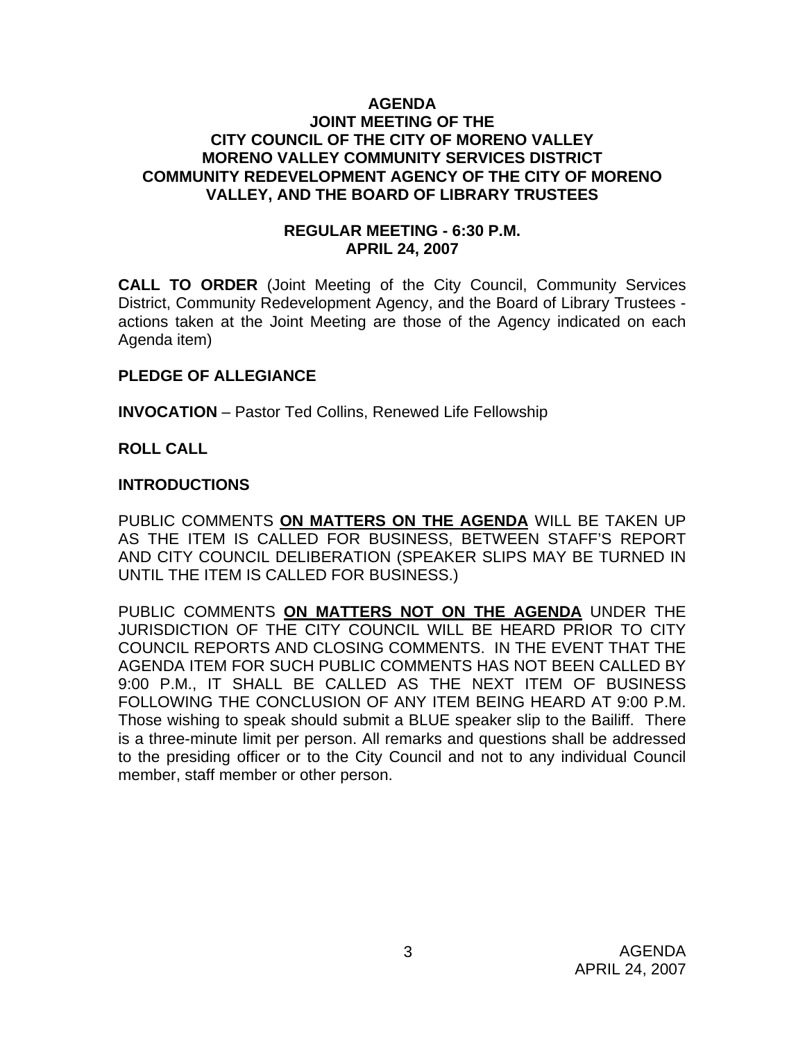**AGENDA**
**JOINT MEETING OF THE**
**CITY COUNCIL OF THE CITY OF MORENO VALLEY**
**MORENO VALLEY COMMUNITY SERVICES DISTRICT**
**COMMUNITY REDEVELOPMENT AGENCY OF THE CITY OF MORENO VALLEY, AND THE BOARD OF LIBRARY TRUSTEES**

**REGULAR MEETING - 6:30 P.M.**
**APRIL 24, 2007**

**CALL TO ORDER** (Joint Meeting of the City Council, Community Services District, Community Redevelopment Agency, and the Board of Library Trustees - actions taken at the Joint Meeting are those of the Agency indicated on each Agenda item)

**PLEDGE OF ALLEGIANCE**

**INVOCATION** – Pastor Ted Collins, Renewed Life Fellowship

**ROLL CALL**

**INTRODUCTIONS**

PUBLIC COMMENTS **ON MATTERS ON THE AGENDA** WILL BE TAKEN UP AS THE ITEM IS CALLED FOR BUSINESS, BETWEEN STAFF'S REPORT AND CITY COUNCIL DELIBERATION (SPEAKER SLIPS MAY BE TURNED IN UNTIL THE ITEM IS CALLED FOR BUSINESS.)

PUBLIC COMMENTS **ON MATTERS NOT ON THE AGENDA** UNDER THE JURISDICTION OF THE CITY COUNCIL WILL BE HEARD PRIOR TO CITY COUNCIL REPORTS AND CLOSING COMMENTS. IN THE EVENT THAT THE AGENDA ITEM FOR SUCH PUBLIC COMMENTS HAS NOT BEEN CALLED BY 9:00 P.M., IT SHALL BE CALLED AS THE NEXT ITEM OF BUSINESS FOLLOWING THE CONCLUSION OF ANY ITEM BEING HEARD AT 9:00 P.M. Those wishing to speak should submit a BLUE speaker slip to the Bailiff. There is a three-minute limit per person. All remarks and questions shall be addressed to the presiding officer or to the City Council and not to any individual Council member, staff member or other person.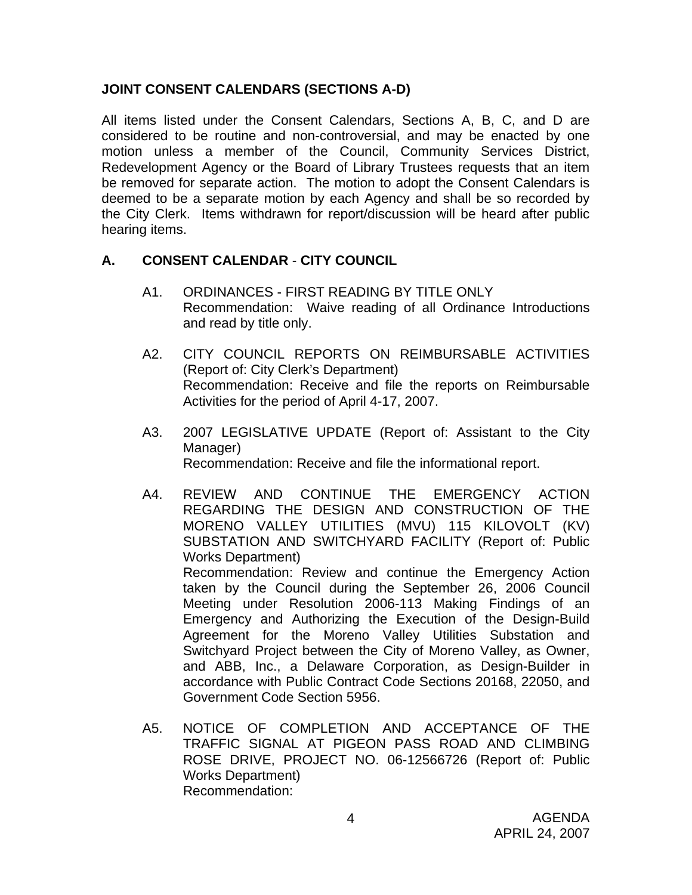## JOINT CONSENT CALENDARS (SECTIONS A-D)

All items listed under the Consent Calendars, Sections A, B, C, and D are considered to be routine and non-controversial, and may be enacted by one motion unless a member of the Council, Community Services District, Redevelopment Agency or the Board of Library Trustees requests that an item be removed for separate action. The motion to adopt the Consent Calendars is deemed to be a separate motion by each Agency and shall be so recorded by the City Clerk. Items withdrawn for report/discussion will be heard after public hearing items.

## A. CONSENT CALENDAR - CITY COUNCIL

A1. ORDINANCES - FIRST READING BY TITLE ONLY
Recommendation: Waive reading of all Ordinance Introductions and read by title only.

A2. CITY COUNCIL REPORTS ON REIMBURSABLE ACTIVITIES (Report of: City Clerk's Department)
Recommendation: Receive and file the reports on Reimbursable Activities for the period of April 4-17, 2007.

A3. 2007 LEGISLATIVE UPDATE (Report of: Assistant to the City Manager)
Recommendation: Receive and file the informational report.

A4. REVIEW AND CONTINUE THE EMERGENCY ACTION REGARDING THE DESIGN AND CONSTRUCTION OF THE MORENO VALLEY UTILITIES (MVU) 115 KILOVOLT (KV) SUBSTATION AND SWITCHYARD FACILITY (Report of: Public Works Department)
Recommendation: Review and continue the Emergency Action taken by the Council during the September 26, 2006 Council Meeting under Resolution 2006-113 Making Findings of an Emergency and Authorizing the Execution of the Design-Build Agreement for the Moreno Valley Utilities Substation and Switchyard Project between the City of Moreno Valley, as Owner, and ABB, Inc., a Delaware Corporation, as Design-Builder in accordance with Public Contract Code Sections 20168, 22050, and Government Code Section 5956.

A5. NOTICE OF COMPLETION AND ACCEPTANCE OF THE TRAFFIC SIGNAL AT PIGEON PASS ROAD AND CLIMBING ROSE DRIVE, PROJECT NO. 06-12566726 (Report of: Public Works Department)
Recommendation: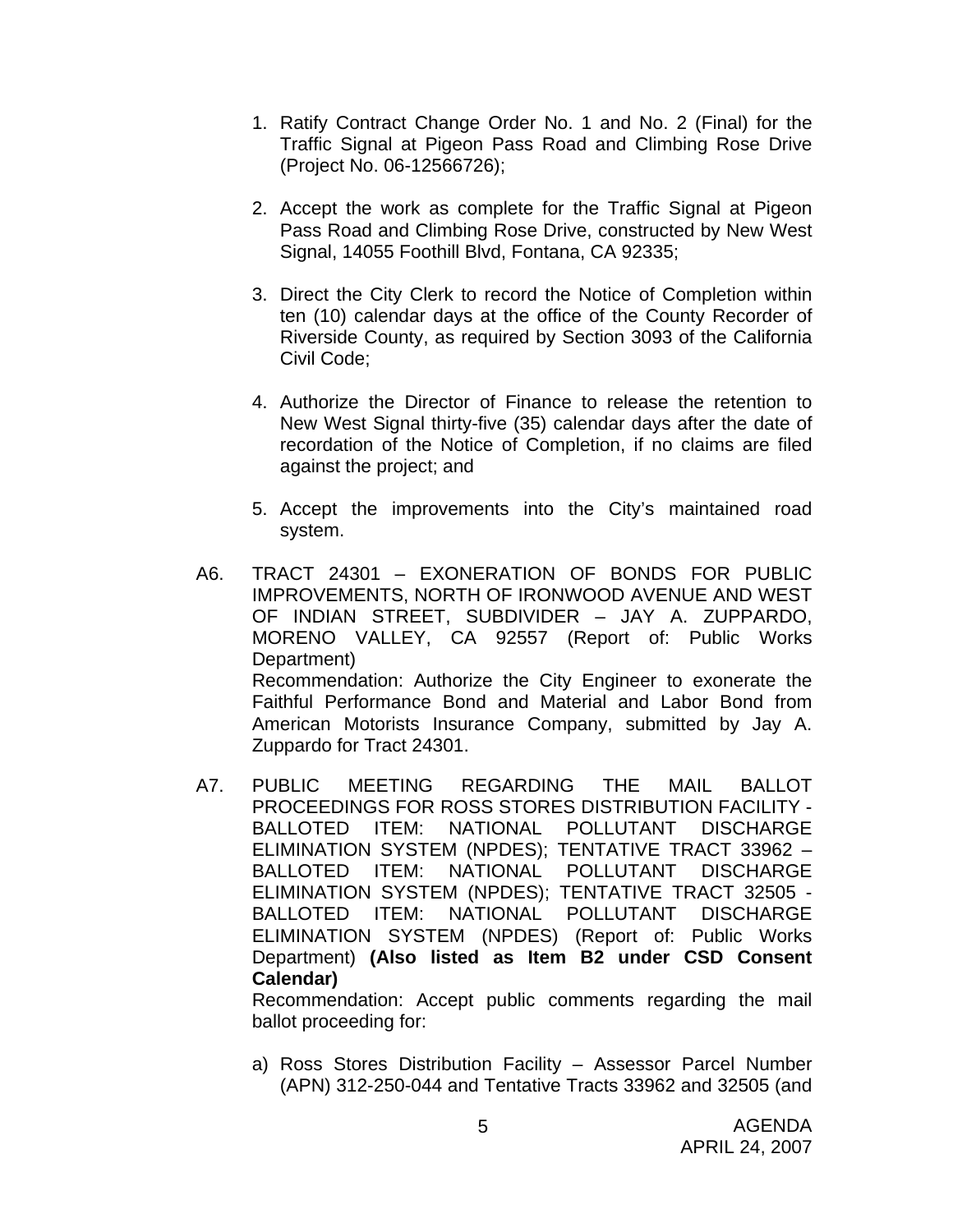1. Ratify Contract Change Order No. 1 and No. 2 (Final) for the Traffic Signal at Pigeon Pass Road and Climbing Rose Drive (Project No. 06-12566726);

2. Accept the work as complete for the Traffic Signal at Pigeon Pass Road and Climbing Rose Drive, constructed by New West Signal, 14055 Foothill Blvd, Fontana, CA 92335;

3. Direct the City Clerk to record the Notice of Completion within ten (10) calendar days at the office of the County Recorder of Riverside County, as required by Section 3093 of the California Civil Code;

4. Authorize the Director of Finance to release the retention to New West Signal thirty-five (35) calendar days after the date of recordation of the Notice of Completion, if no claims are filed against the project; and

5. Accept the improvements into the City's maintained road system.

A6. TRACT 24301 – EXONERATION OF BONDS FOR PUBLIC IMPROVEMENTS, NORTH OF IRONWOOD AVENUE AND WEST OF INDIAN STREET, SUBDIVIDER – JAY A. ZUPPARDO, MORENO VALLEY, CA 92557 (Report of: Public Works Department)
Recommendation: Authorize the City Engineer to exonerate the Faithful Performance Bond and Material and Labor Bond from American Motorists Insurance Company, submitted by Jay A. Zuppardo for Tract 24301.

A7. PUBLIC MEETING REGARDING THE MAIL BALLOT PROCEEDINGS FOR ROSS STORES DISTRIBUTION FACILITY - BALLOTED ITEM: NATIONAL POLLUTANT DISCHARGE ELIMINATION SYSTEM (NPDES); TENTATIVE TRACT 33962 – BALLOTED ITEM: NATIONAL POLLUTANT DISCHARGE ELIMINATION SYSTEM (NPDES); TENTATIVE TRACT 32505 - BALLOTED ITEM: NATIONAL POLLUTANT DISCHARGE ELIMINATION SYSTEM (NPDES) (Report of: Public Works Department) **(Also listed as Item B2 under CSD Consent Calendar)**
Recommendation: Accept public comments regarding the mail ballot proceeding for:

a) Ross Stores Distribution Facility – Assessor Parcel Number (APN) 312-250-044 and Tentative Tracts 33962 and 32505 (and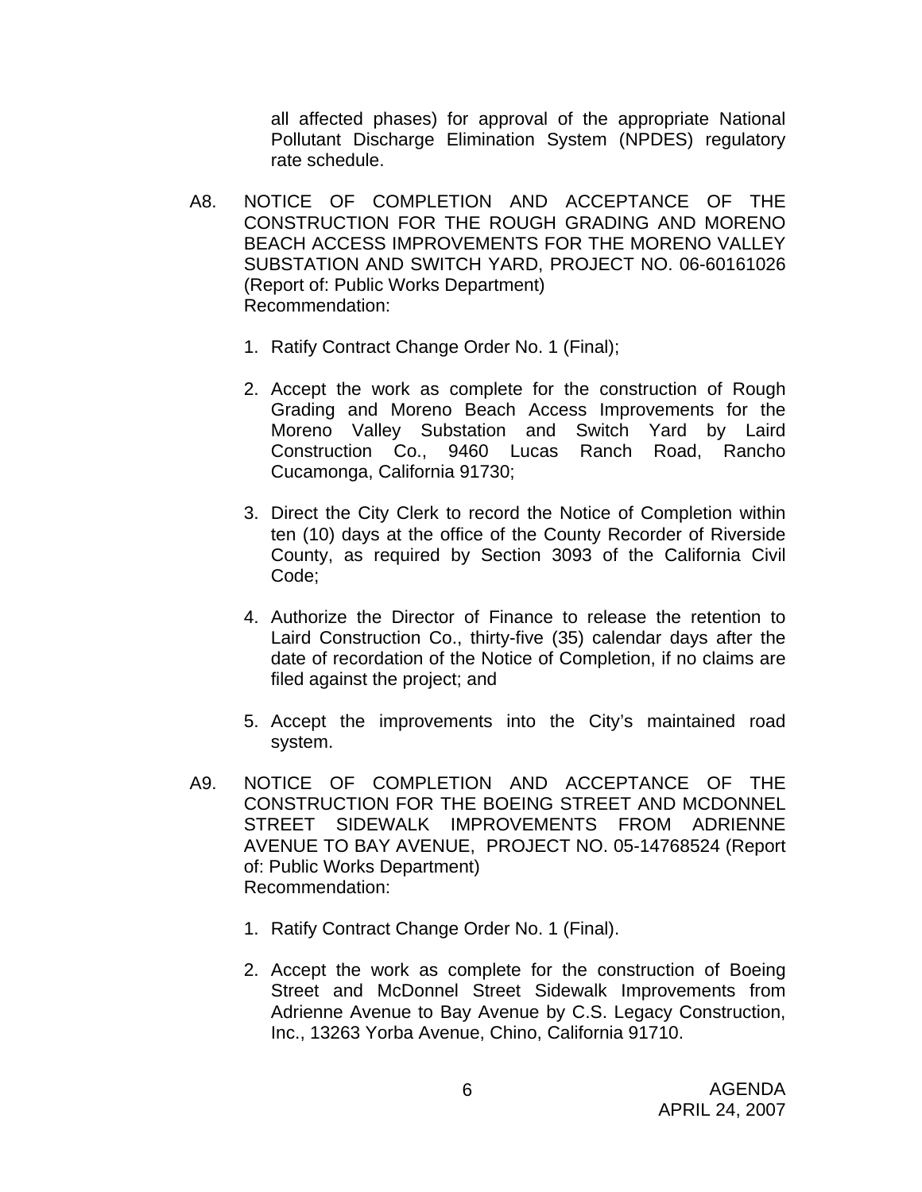all affected phases) for approval of the appropriate National Pollutant Discharge Elimination System (NPDES) regulatory rate schedule.

A8. NOTICE OF COMPLETION AND ACCEPTANCE OF THE CONSTRUCTION FOR THE ROUGH GRADING AND MORENO BEACH ACCESS IMPROVEMENTS FOR THE MORENO VALLEY SUBSTATION AND SWITCH YARD, PROJECT NO. 06-60161026 (Report of: Public Works Department)
Recommendation:

1. Ratify Contract Change Order No. 1 (Final);

2. Accept the work as complete for the construction of Rough Grading and Moreno Beach Access Improvements for the Moreno Valley Substation and Switch Yard by Laird Construction Co., 9460 Lucas Ranch Road, Rancho Cucamonga, California 91730;

3. Direct the City Clerk to record the Notice of Completion within ten (10) days at the office of the County Recorder of Riverside County, as required by Section 3093 of the California Civil Code;

4. Authorize the Director of Finance to release the retention to Laird Construction Co., thirty-five (35) calendar days after the date of recordation of the Notice of Completion, if no claims are filed against the project; and

5. Accept the improvements into the City's maintained road system.

A9. NOTICE OF COMPLETION AND ACCEPTANCE OF THE CONSTRUCTION FOR THE BOEING STREET AND MCDONNEL STREET SIDEWALK IMPROVEMENTS FROM ADRIENNE AVENUE TO BAY AVENUE, PROJECT NO. 05-14768524 (Report of: Public Works Department)
Recommendation:

1. Ratify Contract Change Order No. 1 (Final).

2. Accept the work as complete for the construction of Boeing Street and McDonnel Street Sidewalk Improvements from Adrienne Avenue to Bay Avenue by C.S. Legacy Construction, Inc., 13263 Yorba Avenue, Chino, California 91710.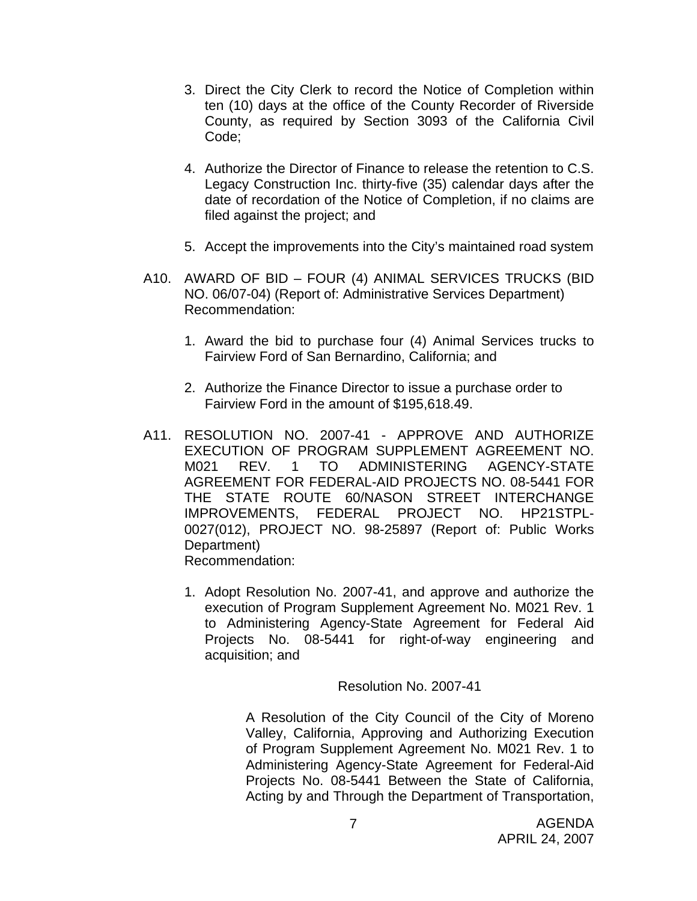3. Direct the City Clerk to record the Notice of Completion within ten (10) days at the office of the County Recorder of Riverside County, as required by Section 3093 of the California Civil Code;

4. Authorize the Director of Finance to release the retention to C.S. Legacy Construction Inc. thirty-five (35) calendar days after the date of recordation of the Notice of Completion, if no claims are filed against the project; and

5. Accept the improvements into the City's maintained road system

A10. AWARD OF BID – FOUR (4) ANIMAL SERVICES TRUCKS (BID NO. 06/07-04) (Report of: Administrative Services Department)
Recommendation:

1. Award the bid to purchase four (4) Animal Services trucks to Fairview Ford of San Bernardino, California; and

2. Authorize the Finance Director to issue a purchase order to Fairview Ford in the amount of $195,618.49.

A11. RESOLUTION NO. 2007-41 - APPROVE AND AUTHORIZE EXECUTION OF PROGRAM SUPPLEMENT AGREEMENT NO. M021 REV. 1 TO ADMINISTERING AGENCY-STATE AGREEMENT FOR FEDERAL-AID PROJECTS NO. 08-5441 FOR THE STATE ROUTE 60/NASON STREET INTERCHANGE IMPROVEMENTS, FEDERAL PROJECT NO. HP21STPL-0027(012), PROJECT NO. 98-25897 (Report of: Public Works Department)
Recommendation:

1. Adopt Resolution No. 2007-41, and approve and authorize the execution of Program Supplement Agreement No. M021 Rev. 1 to Administering Agency-State Agreement for Federal Aid Projects No. 08-5441 for right-of-way engineering and acquisition; and

Resolution No. 2007-41

A Resolution of the City Council of the City of Moreno Valley, California, Approving and Authorizing Execution of Program Supplement Agreement No. M021 Rev. 1 to Administering Agency-State Agreement for Federal-Aid Projects No. 08-5441 Between the State of California, Acting by and Through the Department of Transportation,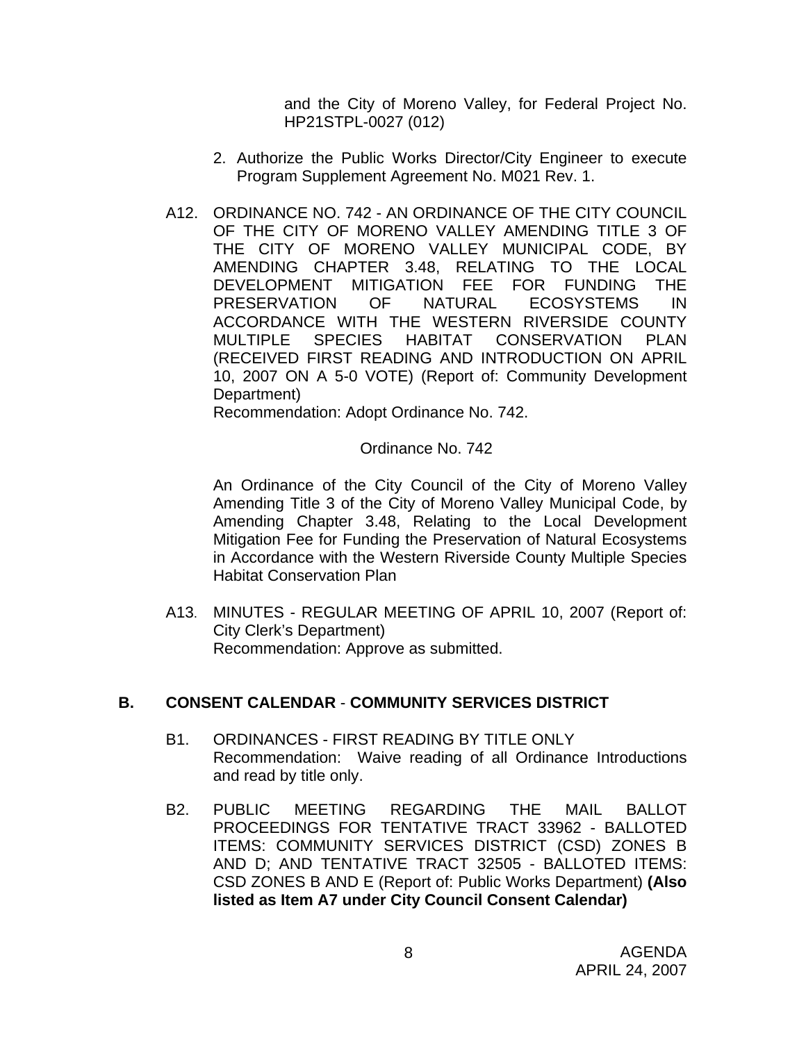and the City of Moreno Valley, for Federal Project No. HP21STPL-0027 (012)

2. Authorize the Public Works Director/City Engineer to execute Program Supplement Agreement No. M021 Rev. 1.

A12. ORDINANCE NO. 742 - AN ORDINANCE OF THE CITY COUNCIL OF THE CITY OF MORENO VALLEY AMENDING TITLE 3 OF THE CITY OF MORENO VALLEY MUNICIPAL CODE, BY AMENDING CHAPTER 3.48, RELATING TO THE LOCAL DEVELOPMENT MITIGATION FEE FOR FUNDING THE PRESERVATION OF NATURAL ECOSYSTEMS IN ACCORDANCE WITH THE WESTERN RIVERSIDE COUNTY MULTIPLE SPECIES HABITAT CONSERVATION PLAN (RECEIVED FIRST READING AND INTRODUCTION ON APRIL 10, 2007 ON A 5-0 VOTE) (Report of: Community Development Department)
Recommendation: Adopt Ordinance No. 742.

Ordinance No. 742

An Ordinance of the City Council of the City of Moreno Valley Amending Title 3 of the City of Moreno Valley Municipal Code, by Amending Chapter 3.48, Relating to the Local Development Mitigation Fee for Funding the Preservation of Natural Ecosystems in Accordance with the Western Riverside County Multiple Species Habitat Conservation Plan

A13. MINUTES - REGULAR MEETING OF APRIL 10, 2007 (Report of: City Clerk's Department)
Recommendation: Approve as submitted.

## B. CONSENT CALENDAR - COMMUNITY SERVICES DISTRICT

B1. ORDINANCES - FIRST READING BY TITLE ONLY
Recommendation: Waive reading of all Ordinance Introductions and read by title only.

B2. PUBLIC MEETING REGARDING THE MAIL BALLOT PROCEEDINGS FOR TENTATIVE TRACT 33962 - BALLOTED ITEMS: COMMUNITY SERVICES DISTRICT (CSD) ZONES B AND D; AND TENTATIVE TRACT 32505 - BALLOTED ITEMS: CSD ZONES B AND E (Report of: Public Works Department) **(Also listed as Item A7 under City Council Consent Calendar)**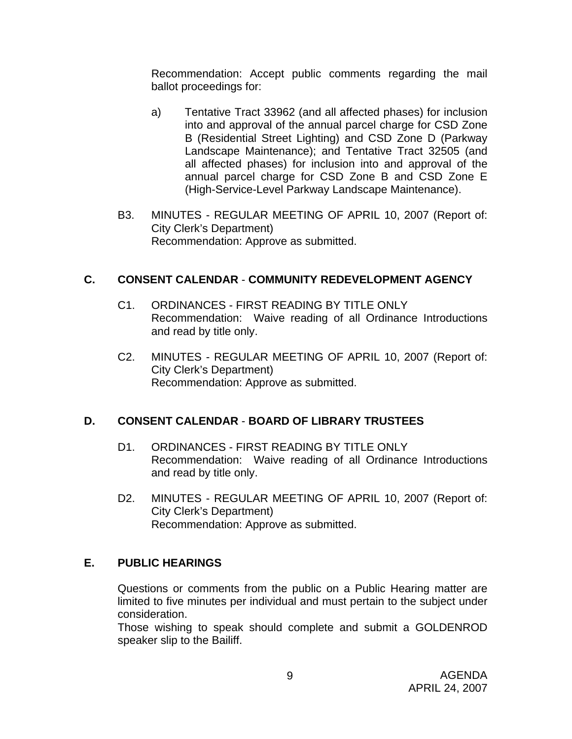Recommendation: Accept public comments regarding the mail ballot proceedings for:

a) Tentative Tract 33962 (and all affected phases) for inclusion into and approval of the annual parcel charge for CSD Zone B (Residential Street Lighting) and CSD Zone D (Parkway Landscape Maintenance); and Tentative Tract 32505 (and all affected phases) for inclusion into and approval of the annual parcel charge for CSD Zone B and CSD Zone E (High-Service-Level Parkway Landscape Maintenance).

B3. MINUTES - REGULAR MEETING OF APRIL 10, 2007 (Report of: City Clerk's Department)
Recommendation: Approve as submitted.

## C. CONSENT CALENDAR - COMMUNITY REDEVELOPMENT AGENCY

C1. ORDINANCES - FIRST READING BY TITLE ONLY
Recommendation: Waive reading of all Ordinance Introductions and read by title only.

C2. MINUTES - REGULAR MEETING OF APRIL 10, 2007 (Report of: City Clerk's Department)
Recommendation: Approve as submitted.

## D. CONSENT CALENDAR - BOARD OF LIBRARY TRUSTEES

D1. ORDINANCES - FIRST READING BY TITLE ONLY
Recommendation: Waive reading of all Ordinance Introductions and read by title only.

D2. MINUTES - REGULAR MEETING OF APRIL 10, 2007 (Report of: City Clerk's Department)
Recommendation: Approve as submitted.

## E. PUBLIC HEARINGS

Questions or comments from the public on a Public Hearing matter are limited to five minutes per individual and must pertain to the subject under consideration.
Those wishing to speak should complete and submit a GOLDENROD speaker slip to the Bailiff.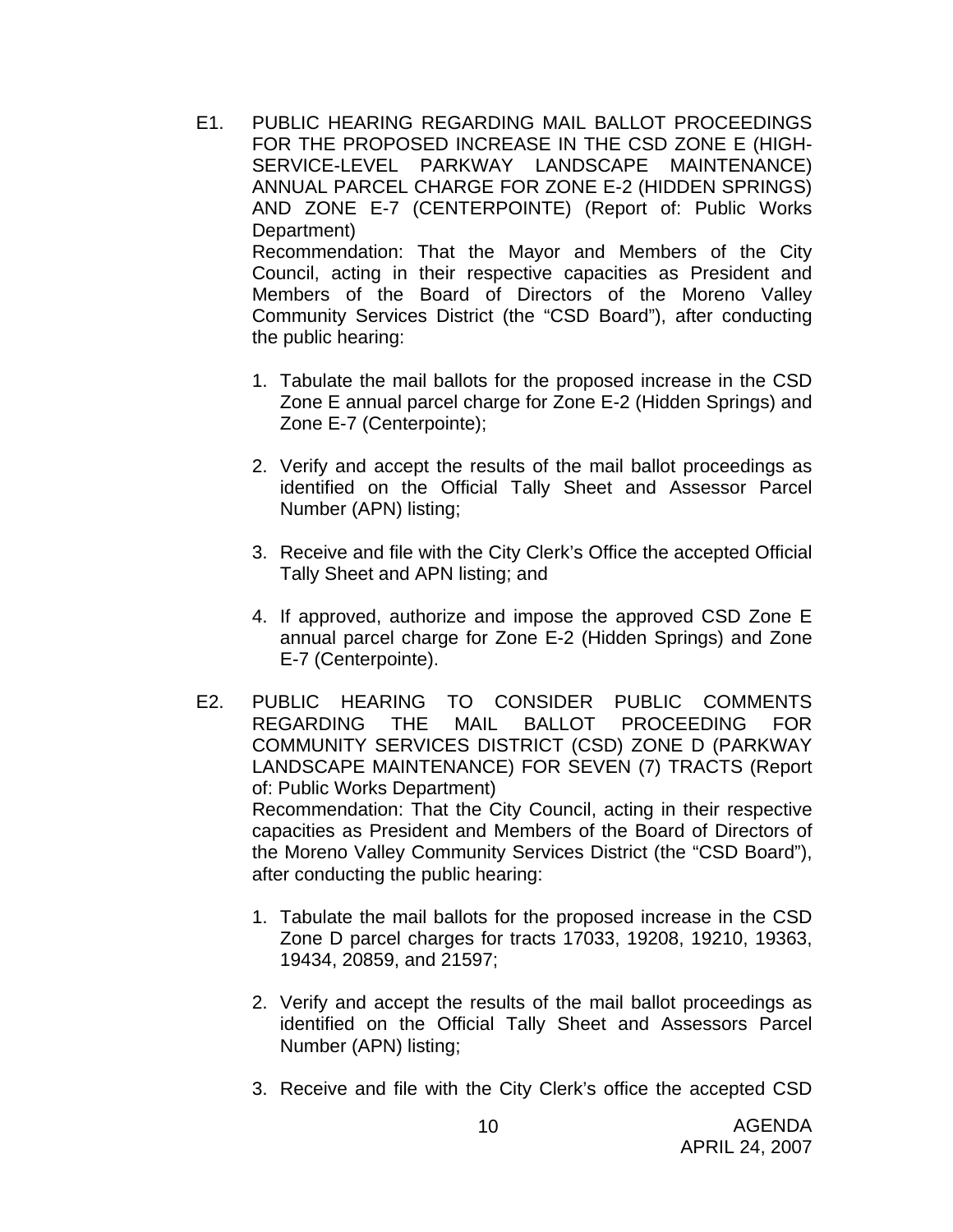E1. PUBLIC HEARING REGARDING MAIL BALLOT PROCEEDINGS FOR THE PROPOSED INCREASE IN THE CSD ZONE E (HIGH-SERVICE-LEVEL PARKWAY LANDSCAPE MAINTENANCE) ANNUAL PARCEL CHARGE FOR ZONE E-2 (HIDDEN SPRINGS) AND ZONE E-7 (CENTERPOINTE) (Report of: Public Works Department)

Recommendation: That the Mayor and Members of the City Council, acting in their respective capacities as President and Members of the Board of Directors of the Moreno Valley Community Services District (the "CSD Board"), after conducting the public hearing:

1. Tabulate the mail ballots for the proposed increase in the CSD Zone E annual parcel charge for Zone E-2 (Hidden Springs) and Zone E-7 (Centerpointe);

2. Verify and accept the results of the mail ballot proceedings as identified on the Official Tally Sheet and Assessor Parcel Number (APN) listing;

3. Receive and file with the City Clerk's Office the accepted Official Tally Sheet and APN listing; and

4. If approved, authorize and impose the approved CSD Zone E annual parcel charge for Zone E-2 (Hidden Springs) and Zone E-7 (Centerpointe).

E2. PUBLIC HEARING TO CONSIDER PUBLIC COMMENTS REGARDING THE MAIL BALLOT PROCEEDING FOR COMMUNITY SERVICES DISTRICT (CSD) ZONE D (PARKWAY LANDSCAPE MAINTENANCE) FOR SEVEN (7) TRACTS (Report of: Public Works Department)

Recommendation: That the City Council, acting in their respective capacities as President and Members of the Board of Directors of the Moreno Valley Community Services District (the "CSD Board"), after conducting the public hearing:

1. Tabulate the mail ballots for the proposed increase in the CSD Zone D parcel charges for tracts 17033, 19208, 19210, 19363, 19434, 20859, and 21597;

2. Verify and accept the results of the mail ballot proceedings as identified on the Official Tally Sheet and Assessors Parcel Number (APN) listing;

3. Receive and file with the City Clerk's office the accepted CSD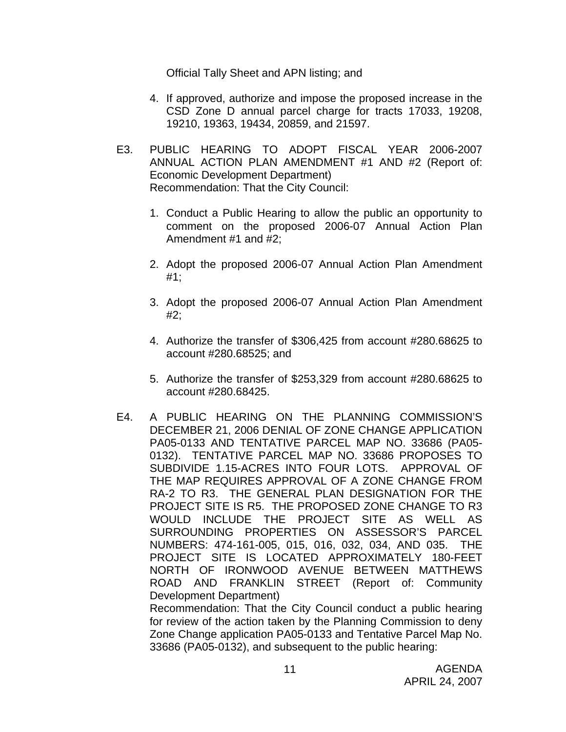Official Tally Sheet and APN listing; and

4. If approved, authorize and impose the proposed increase in the CSD Zone D annual parcel charge for tracts 17033, 19208, 19210, 19363, 19434, 20859, and 21597.

E3. PUBLIC HEARING TO ADOPT FISCAL YEAR 2006-2007 ANNUAL ACTION PLAN AMENDMENT #1 AND #2 (Report of: Economic Development Department)
Recommendation: That the City Council:

1. Conduct a Public Hearing to allow the public an opportunity to comment on the proposed 2006-07 Annual Action Plan Amendment #1 and #2;

2. Adopt the proposed 2006-07 Annual Action Plan Amendment #1;

3. Adopt the proposed 2006-07 Annual Action Plan Amendment #2;

4. Authorize the transfer of $306,425 from account #280.68625 to account #280.68525; and

5. Authorize the transfer of $253,329 from account #280.68625 to account #280.68425.

E4. A PUBLIC HEARING ON THE PLANNING COMMISSION'S DECEMBER 21, 2006 DENIAL OF ZONE CHANGE APPLICATION PA05-0133 AND TENTATIVE PARCEL MAP NO. 33686 (PA05-0132). TENTATIVE PARCEL MAP NO. 33686 PROPOSES TO SUBDIVIDE 1.15-ACRES INTO FOUR LOTS. APPROVAL OF THE MAP REQUIRES APPROVAL OF A ZONE CHANGE FROM RA-2 TO R3. THE GENERAL PLAN DESIGNATION FOR THE PROJECT SITE IS R5. THE PROPOSED ZONE CHANGE TO R3 WOULD INCLUDE THE PROJECT SITE AS WELL AS SURROUNDING PROPERTIES ON ASSESSOR'S PARCEL NUMBERS: 474-161-005, 015, 016, 032, 034, AND 035. THE PROJECT SITE IS LOCATED APPROXIMATELY 180-FEET NORTH OF IRONWOOD AVENUE BETWEEN MATTHEWS ROAD AND FRANKLIN STREET (Report of: Community Development Department)
Recommendation: That the City Council conduct a public hearing for review of the action taken by the Planning Commission to deny Zone Change application PA05-0133 and Tentative Parcel Map No. 33686 (PA05-0132), and subsequent to the public hearing: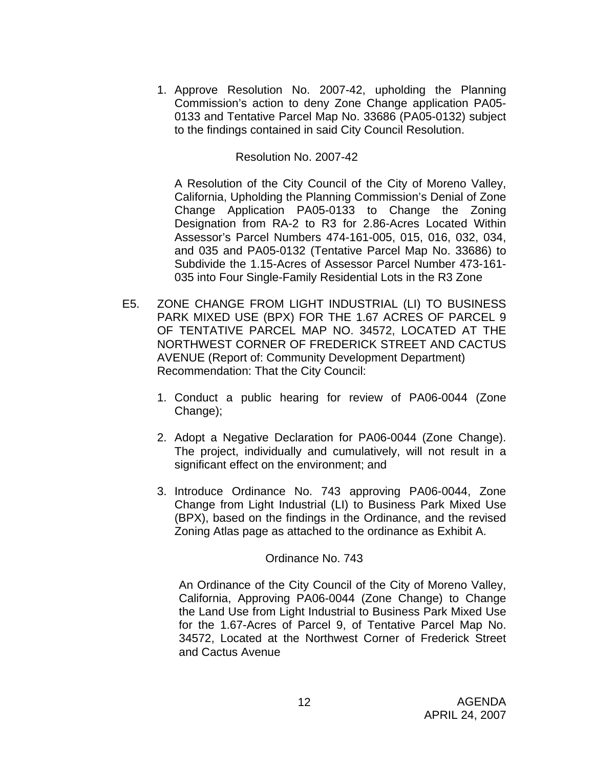1. Approve Resolution No. 2007-42, upholding the Planning Commission's action to deny Zone Change application PA05-0133 and Tentative Parcel Map No. 33686 (PA05-0132) subject to the findings contained in said City Council Resolution.

   Resolution No. 2007-42

   A Resolution of the City Council of the City of Moreno Valley, California, Upholding the Planning Commission's Denial of Zone Change Application PA05-0133 to Change the Zoning Designation from RA-2 to R3 for 2.86-Acres Located Within Assessor's Parcel Numbers 474-161-005, 015, 016, 032, 034, and 035 and PA05-0132 (Tentative Parcel Map No. 33686) to Subdivide the 1.15-Acres of Assessor Parcel Number 473-161-035 into Four Single-Family Residential Lots in the R3 Zone

E5. ZONE CHANGE FROM LIGHT INDUSTRIAL (LI) TO BUSINESS PARK MIXED USE (BPX) FOR THE 1.67 ACRES OF PARCEL 9 OF TENTATIVE PARCEL MAP NO. 34572, LOCATED AT THE NORTHWEST CORNER OF FREDERICK STREET AND CACTUS AVENUE (Report of: Community Development Department)
Recommendation: That the City Council:

1. Conduct a public hearing for review of PA06-0044 (Zone Change);

2. Adopt a Negative Declaration for PA06-0044 (Zone Change). The project, individually and cumulatively, will not result in a significant effect on the environment; and

3. Introduce Ordinance No. 743 approving PA06-0044, Zone Change from Light Industrial (LI) to Business Park Mixed Use (BPX), based on the findings in the Ordinance, and the revised Zoning Atlas page as attached to the ordinance as Exhibit A.

   Ordinance No. 743

   An Ordinance of the City Council of the City of Moreno Valley, California, Approving PA06-0044 (Zone Change) to Change the Land Use from Light Industrial to Business Park Mixed Use for the 1.67-Acres of Parcel 9, of Tentative Parcel Map No. 34572, Located at the Northwest Corner of Frederick Street and Cactus Avenue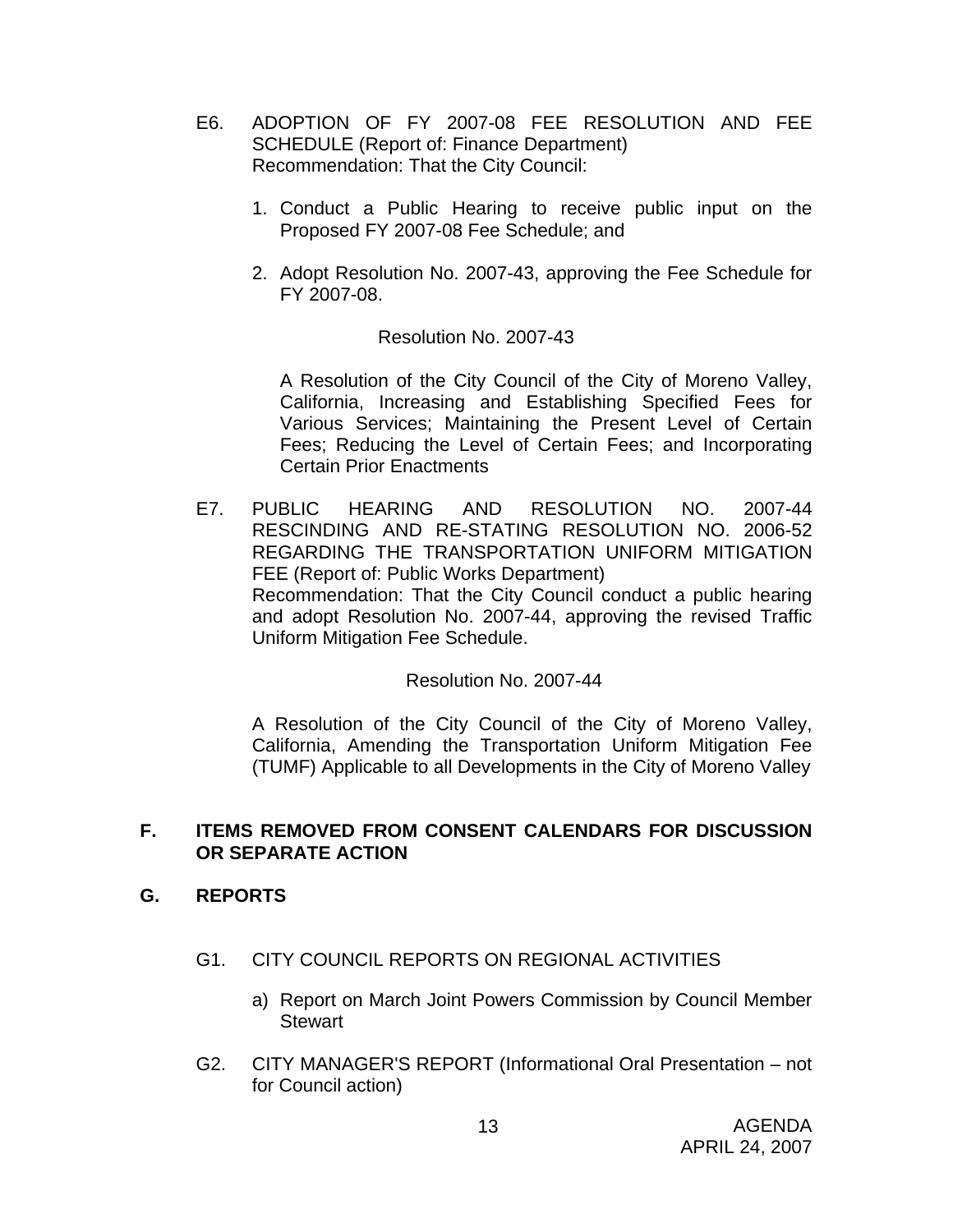E6. ADOPTION OF FY 2007-08 FEE RESOLUTION AND FEE SCHEDULE (Report of: Finance Department)
Recommendation: That the City Council:

1. Conduct a Public Hearing to receive public input on the Proposed FY 2007-08 Fee Schedule; and

2. Adopt Resolution No. 2007-43, approving the Fee Schedule for FY 2007-08.

Resolution No. 2007-43

A Resolution of the City Council of the City of Moreno Valley, California, Increasing and Establishing Specified Fees for Various Services; Maintaining the Present Level of Certain Fees; Reducing the Level of Certain Fees; and Incorporating Certain Prior Enactments

E7. PUBLIC HEARING AND RESOLUTION NO. 2007-44 RESCINDING AND RE-STATING RESOLUTION NO. 2006-52 REGARDING THE TRANSPORTATION UNIFORM MITIGATION FEE (Report of: Public Works Department)
Recommendation: That the City Council conduct a public hearing and adopt Resolution No. 2007-44, approving the revised Traffic Uniform Mitigation Fee Schedule.

Resolution No. 2007-44

A Resolution of the City Council of the City of Moreno Valley, California, Amending the Transportation Uniform Mitigation Fee (TUMF) Applicable to all Developments in the City of Moreno Valley

## F. ITEMS REMOVED FROM CONSENT CALENDARS FOR DISCUSSION OR SEPARATE ACTION

## G. REPORTS

G1. CITY COUNCIL REPORTS ON REGIONAL ACTIVITIES

a) Report on March Joint Powers Commission by Council Member Stewart

G2. CITY MANAGER'S REPORT (Informational Oral Presentation – not for Council action)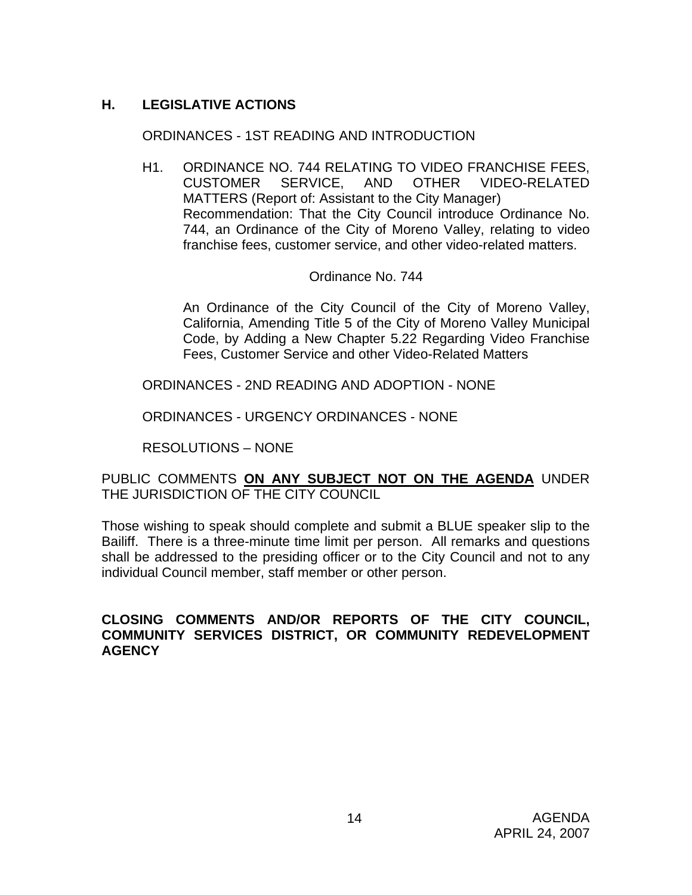## H. LEGISLATIVE ACTIONS

ORDINANCES - 1ST READING AND INTRODUCTION

H1. ORDINANCE NO. 744 RELATING TO VIDEO FRANCHISE FEES, CUSTOMER SERVICE, AND OTHER VIDEO-RELATED MATTERS (Report of: Assistant to the City Manager)
Recommendation: That the City Council introduce Ordinance No. 744, an Ordinance of the City of Moreno Valley, relating to video franchise fees, customer service, and other video-related matters.

Ordinance No. 744

An Ordinance of the City Council of the City of Moreno Valley, California, Amending Title 5 of the City of Moreno Valley Municipal Code, by Adding a New Chapter 5.22 Regarding Video Franchise Fees, Customer Service and other Video-Related Matters

ORDINANCES - 2ND READING AND ADOPTION - NONE

ORDINANCES - URGENCY ORDINANCES - NONE

RESOLUTIONS – NONE

PUBLIC COMMENTS **ON ANY SUBJECT NOT ON THE AGENDA** UNDER THE JURISDICTION OF THE CITY COUNCIL

Those wishing to speak should complete and submit a BLUE speaker slip to the Bailiff. There is a three-minute time limit per person. All remarks and questions shall be addressed to the presiding officer or to the City Council and not to any individual Council member, staff member or other person.

**CLOSING COMMENTS AND/OR REPORTS OF THE CITY COUNCIL, COMMUNITY SERVICES DISTRICT, OR COMMUNITY REDEVELOPMENT AGENCY**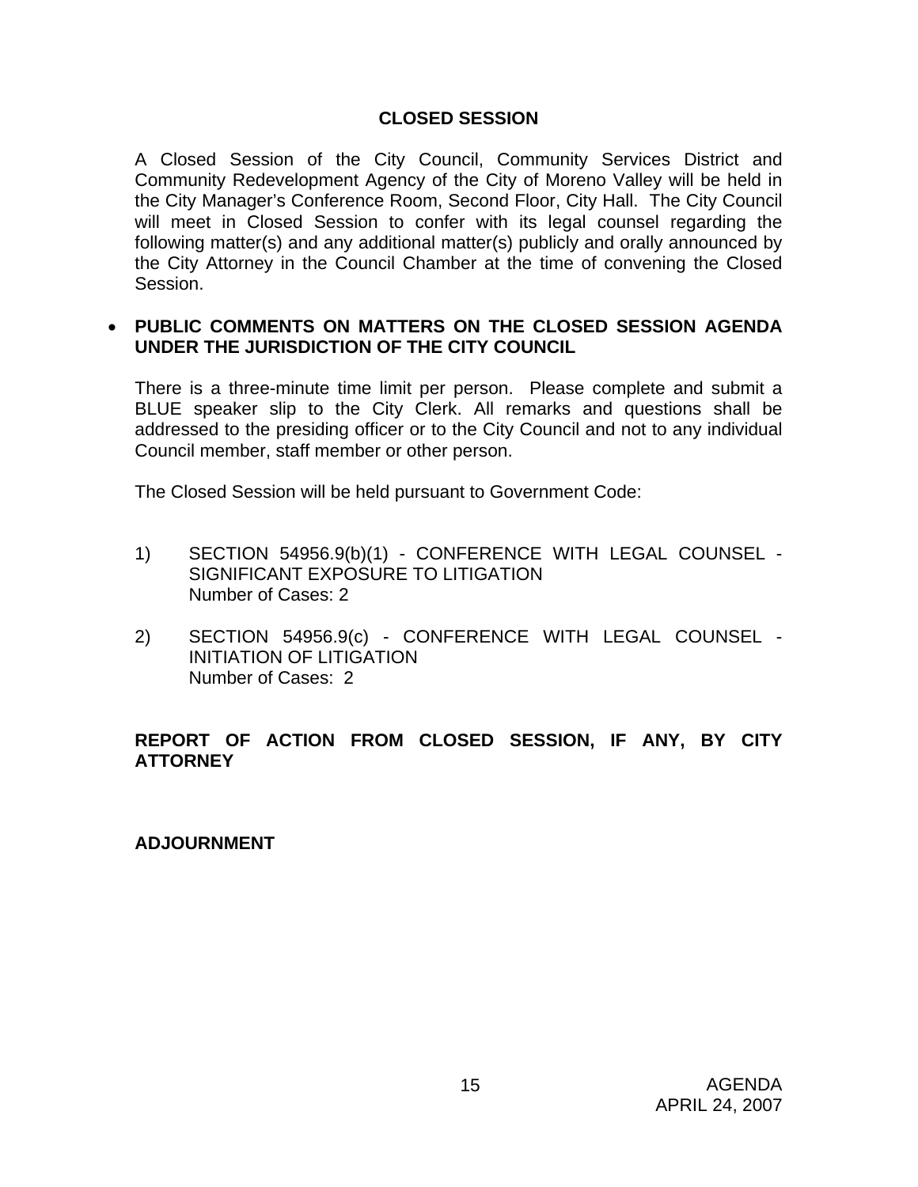## CLOSED SESSION

A Closed Session of the City Council, Community Services District and Community Redevelopment Agency of the City of Moreno Valley will be held in the City Manager's Conference Room, Second Floor, City Hall. The City Council will meet in Closed Session to confer with its legal counsel regarding the following matter(s) and any additional matter(s) publicly and orally announced by the City Attorney in the Council Chamber at the time of convening the Closed Session.

- **PUBLIC COMMENTS ON MATTERS ON THE CLOSED SESSION AGENDA UNDER THE JURISDICTION OF THE CITY COUNCIL**

  There is a three-minute time limit per person. Please complete and submit a BLUE speaker slip to the City Clerk. All remarks and questions shall be addressed to the presiding officer or to the City Council and not to any individual Council member, staff member or other person.

  The Closed Session will be held pursuant to Government Code:

  1) SECTION 54956.9(b)(1) - CONFERENCE WITH LEGAL COUNSEL - SIGNIFICANT EXPOSURE TO LITIGATION
     Number of Cases: 2

  2) SECTION 54956.9(c) - CONFERENCE WITH LEGAL COUNSEL - INITIATION OF LITIGATION
     Number of Cases: 2

**REPORT OF ACTION FROM CLOSED SESSION, IF ANY, BY CITY ATTORNEY**

**ADJOURNMENT**